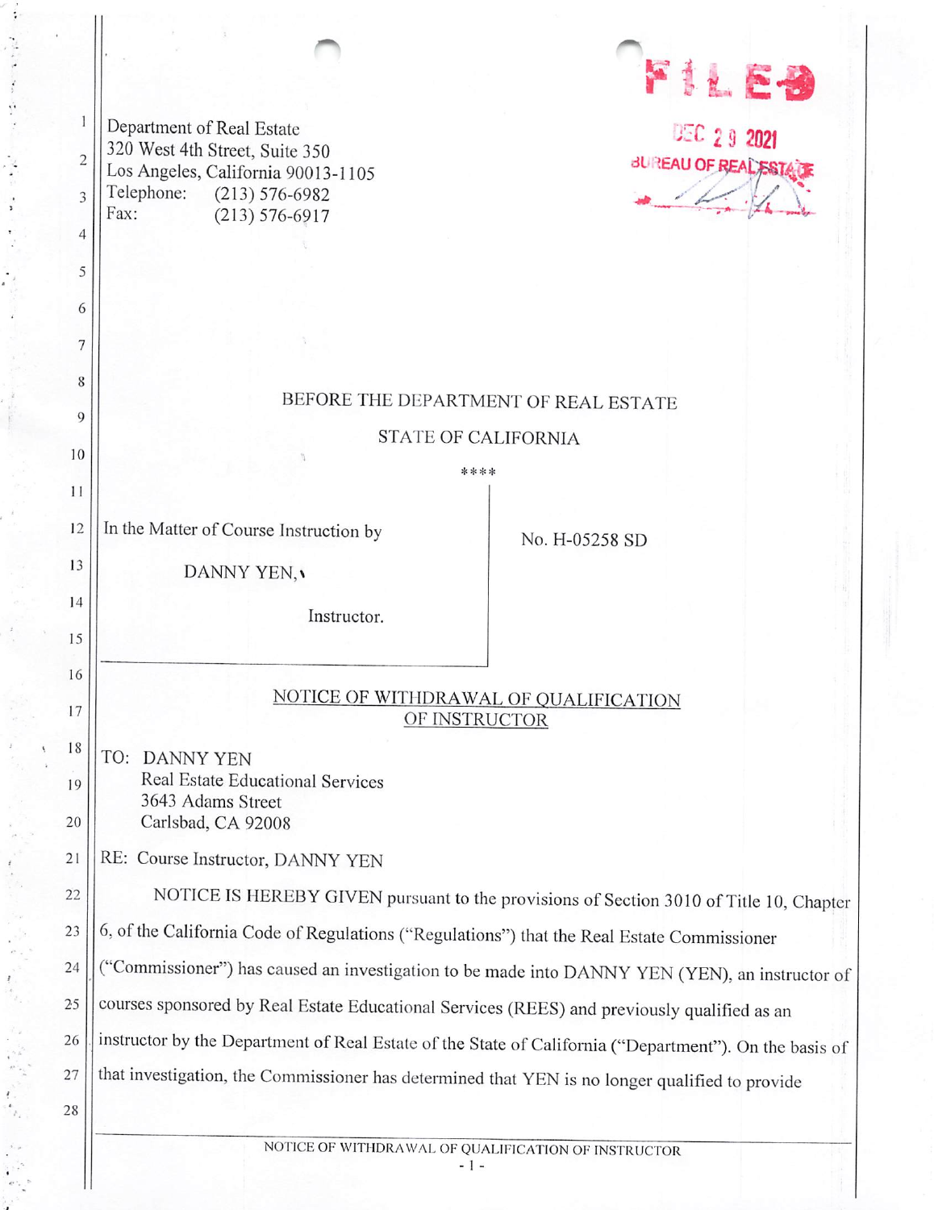Department of Real Estate
320 West 4th Street, Suite 350
Los Angeles, California 90013-1105
Telephone: (213) 576-6982
Fax: (213) 576-6917

FILED
DEC 29 2021
BUREAU OF REAL ESTATE

BEFORE THE DEPARTMENT OF REAL ESTATE

STATE OF CALIFORNIA

\*\*\*\*

In the Matter of Course Instruction by

DANNY YEN,

Instructor.

No. H-05258 SD

## NOTICE OF WITHDRAWAL OF QUALIFICATION OF INSTRUCTOR

TO: DANNY YEN
Real Estate Educational Services
3643 Adams Street
Carlsbad, CA 92008

RE: Course Instructor, DANNY YEN

NOTICE IS HEREBY GIVEN pursuant to the provisions of Section 3010 of Title 10, Chapter 6, of the California Code of Regulations ("Regulations") that the Real Estate Commissioner ("Commissioner") has caused an investigation to be made into DANNY YEN (YEN), an instructor of courses sponsored by Real Estate Educational Services (REES) and previously qualified as an instructor by the Department of Real Estate of the State of California ("Department"). On the basis of that investigation, the Commissioner has determined that YEN is no longer qualified to provide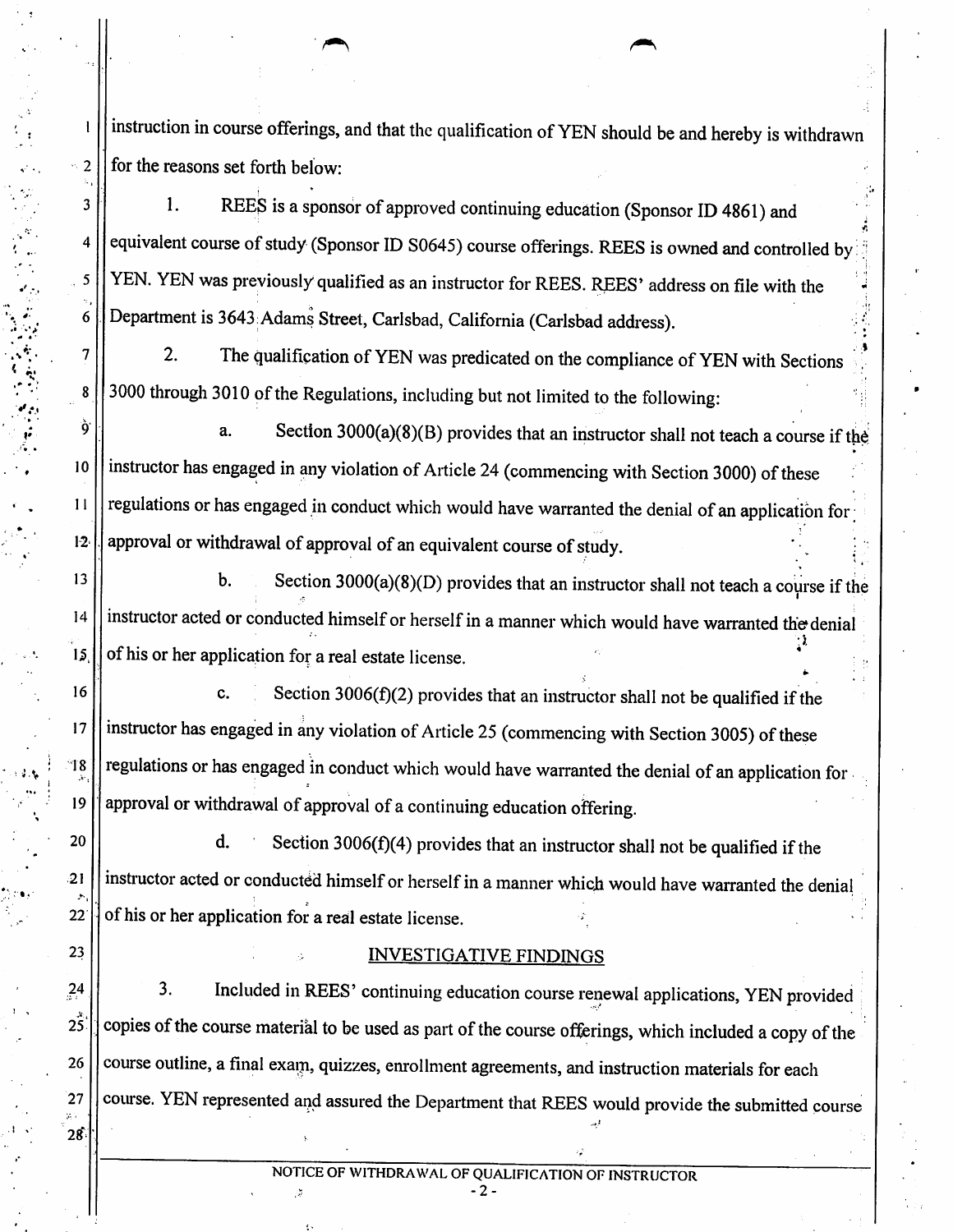instruction in course offerings, and that the qualification of YEN should be and hereby is withdrawn for the reasons set forth below:

1. REES is a sponsor of approved continuing education (Sponsor ID 4861) and equivalent course of study (Sponsor ID S0645) course offerings. REES is owned and controlled by YEN. YEN was previously qualified as an instructor for REES. REES' address on file with the Department is 3643 Adams Street, Carlsbad, California (Carlsbad address).

2. The qualification of YEN was predicated on the compliance of YEN with Sections 3000 through 3010 of the Regulations, including but not limited to the following:

a. Section 3000(a)(8)(B) provides that an instructor shall not teach a course if the instructor has engaged in any violation of Article 24 (commencing with Section 3000) of these regulations or has engaged in conduct which would have warranted the denial of an application for approval or withdrawal of approval of an equivalent course of study.

b. Section 3000(a)(8)(D) provides that an instructor shall not teach a course if the instructor acted or conducted himself or herself in a manner which would have warranted the denial of his or her application for a real estate license.

c. Section 3006(f)(2) provides that an instructor shall not be qualified if the instructor has engaged in any violation of Article 25 (commencing with Section 3005) of these regulations or has engaged in conduct which would have warranted the denial of an application for approval or withdrawal of approval of a continuing education offering.

d. Section 3006(f)(4) provides that an instructor shall not be qualified if the instructor acted or conducted himself or herself in a manner which would have warranted the denial of his or her application for a real estate license.

## INVESTIGATIVE FINDINGS

3. Included in REES' continuing education course renewal applications, YEN provided copies of the course material to be used as part of the course offerings, which included a copy of the course outline, a final exam, quizzes, enrollment agreements, and instruction materials for each course. YEN represented and assured the Department that REES would provide the submitted course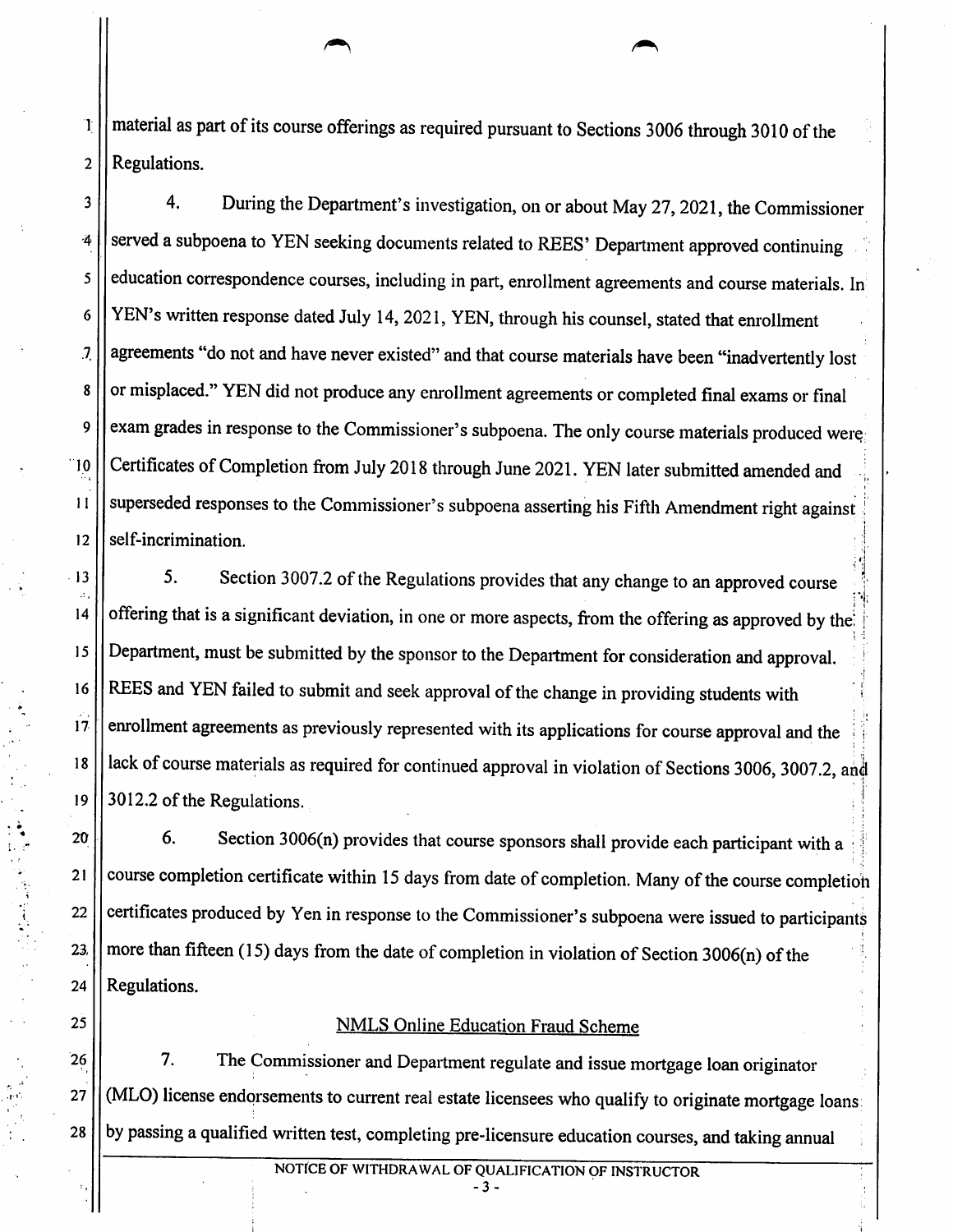material as part of its course offerings as required pursuant to Sections 3006 through 3010 of the Regulations.

4. During the Department's investigation, on or about May 27, 2021, the Commissioner served a subpoena to YEN seeking documents related to REES' Department approved continuing education correspondence courses, including in part, enrollment agreements and course materials. In YEN's written response dated July 14, 2021, YEN, through his counsel, stated that enrollment agreements "do not and have never existed" and that course materials have been "inadvertently lost or misplaced." YEN did not produce any enrollment agreements or completed final exams or final exam grades in response to the Commissioner's subpoena. The only course materials produced were Certificates of Completion from July 2018 through June 2021. YEN later submitted amended and superseded responses to the Commissioner's subpoena asserting his Fifth Amendment right against self-incrimination.

5. Section 3007.2 of the Regulations provides that any change to an approved course offering that is a significant deviation, in one or more aspects, from the offering as approved by the Department, must be submitted by the sponsor to the Department for consideration and approval. REES and YEN failed to submit and seek approval of the change in providing students with enrollment agreements as previously represented with its applications for course approval and the lack of course materials as required for continued approval in violation of Sections 3006, 3007.2, and 3012.2 of the Regulations.

6. Section 3006(n) provides that course sponsors shall provide each participant with a course completion certificate within 15 days from date of completion. Many of the course completion certificates produced by Yen in response to the Commissioner's subpoena were issued to participants more than fifteen (15) days from the date of completion in violation of Section 3006(n) of the Regulations.

## NMLS Online Education Fraud Scheme

7. The Commissioner and Department regulate and issue mortgage loan originator (MLO) license endorsements to current real estate licensees who qualify to originate mortgage loans by passing a qualified written test, completing pre-licensure education courses, and taking annual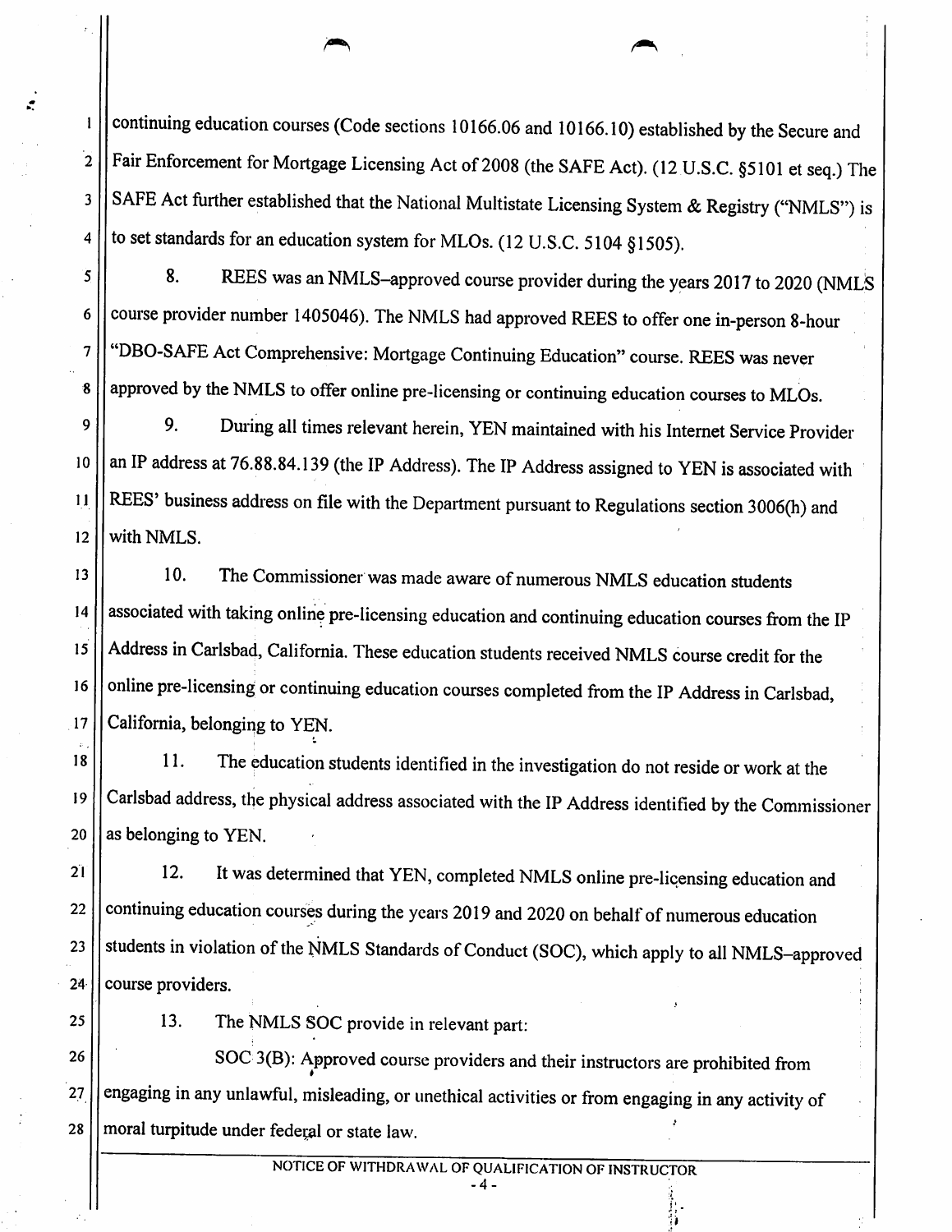continuing education courses (Code sections 10166.06 and 10166.10) established by the Secure and Fair Enforcement for Mortgage Licensing Act of 2008 (the SAFE Act). (12 U.S.C. §5101 et seq.) The SAFE Act further established that the National Multistate Licensing System & Registry ("NMLS") is to set standards for an education system for MLOs. (12 U.S.C. 5104 §1505).

8. REES was an NMLS–approved course provider during the years 2017 to 2020 (NMLS course provider number 1405046). The NMLS had approved REES to offer one in-person 8-hour "DBO-SAFE Act Comprehensive: Mortgage Continuing Education" course. REES was never approved by the NMLS to offer online pre-licensing or continuing education courses to MLOs.

9. During all times relevant herein, YEN maintained with his Internet Service Provider an IP address at 76.88.84.139 (the IP Address). The IP Address assigned to YEN is associated with REES' business address on file with the Department pursuant to Regulations section 3006(h) and with NMLS.

10. The Commissioner was made aware of numerous NMLS education students associated with taking online pre-licensing education and continuing education courses from the IP Address in Carlsbad, California. These education students received NMLS course credit for the online pre-licensing or continuing education courses completed from the IP Address in Carlsbad, California, belonging to YEN.

11. The education students identified in the investigation do not reside or work at the Carlsbad address, the physical address associated with the IP Address identified by the Commissioner as belonging to YEN.

12. It was determined that YEN, completed NMLS online pre-licensing education and continuing education courses during the years 2019 and 2020 on behalf of numerous education students in violation of the NMLS Standards of Conduct (SOC), which apply to all NMLS–approved course providers.

13. The NMLS SOC provide in relevant part:

SOC 3(B): Approved course providers and their instructors are prohibited from engaging in any unlawful, misleading, or unethical activities or from engaging in any activity of moral turpitude under federal or state law.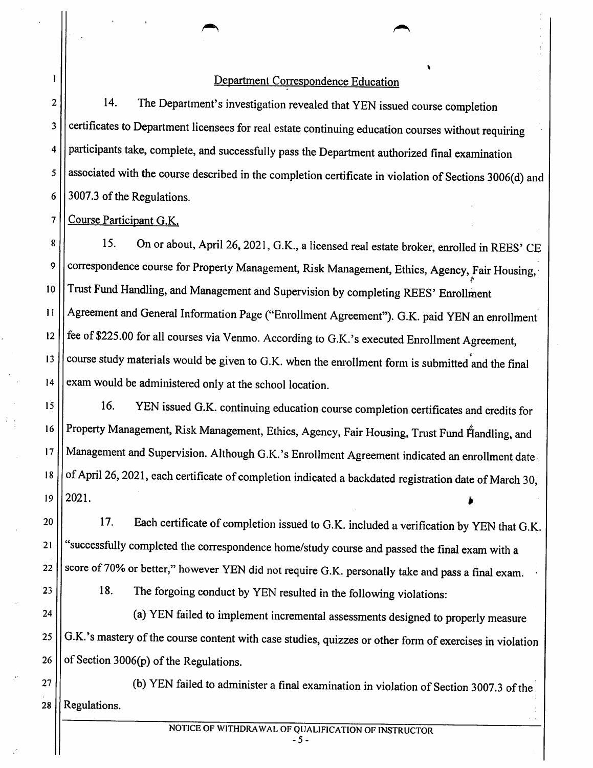<u>Department Correspondence Education</u>

14. The Department's investigation revealed that YEN issued course completion certificates to Department licensees for real estate continuing education courses without requiring participants take, complete, and successfully pass the Department authorized final examination associated with the course described in the completion certificate in violation of Sections 3006(d) and 3007.3 of the Regulations.

<u>Course Participant G.K.</u>

15. On or about, April 26, 2021, G.K., a licensed real estate broker, enrolled in REES' CE correspondence course for Property Management, Risk Management, Ethics, Agency, Fair Housing, Trust Fund Handling, and Management and Supervision by completing REES' Enrollment Agreement and General Information Page ("Enrollment Agreement"). G.K. paid YEN an enrollment fee of $225.00 for all courses via Venmo. According to G.K.'s executed Enrollment Agreement, course study materials would be given to G.K. when the enrollment form is submitted and the final exam would be administered only at the school location.

16. YEN issued G.K. continuing education course completion certificates and credits for Property Management, Risk Management, Ethics, Agency, Fair Housing, Trust Fund Handling, and Management and Supervision. Although G.K.'s Enrollment Agreement indicated an enrollment date of April 26, 2021, each certificate of completion indicated a backdated registration date of March 30, 2021.

17. Each certificate of completion issued to G.K. included a verification by YEN that G.K. "successfully completed the correspondence home/study course and passed the final exam with a score of 70% or better," however YEN did not require G.K. personally take and pass a final exam.

18. The forgoing conduct by YEN resulted in the following violations:

(a) YEN failed to implement incremental assessments designed to properly measure G.K.'s mastery of the course content with case studies, quizzes or other form of exercises in violation of Section 3006(p) of the Regulations.

(b) YEN failed to administer a final examination in violation of Section 3007.3 of the Regulations.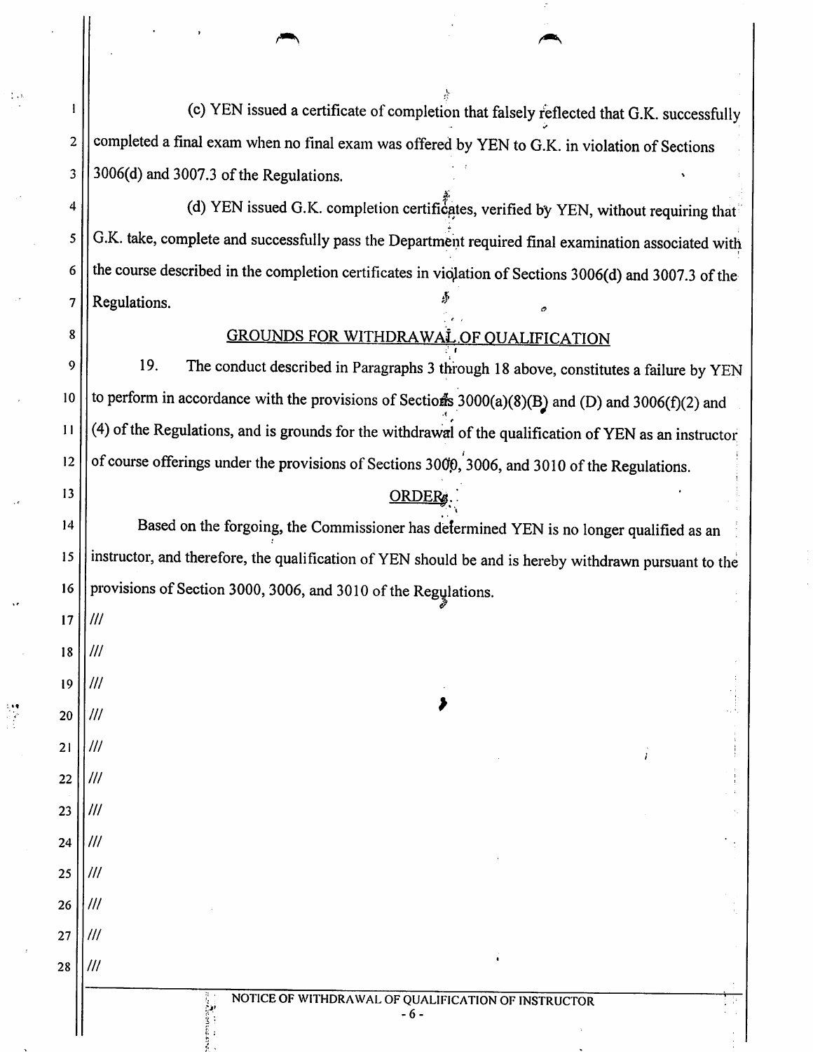(c) YEN issued a certificate of completion that falsely reflected that G.K. successfully completed a final exam when no final exam was offered by YEN to G.K. in violation of Sections 3006(d) and 3007.3 of the Regulations.

(d) YEN issued G.K. completion certificates, verified by YEN, without requiring that G.K. take, complete and successfully pass the Department required final examination associated with the course described in the completion certificates in violation of Sections 3006(d) and 3007.3 of the Regulations.

## GROUNDS FOR WITHDRAWAL OF QUALIFICATION

19. The conduct described in Paragraphs 3 through 18 above, constitutes a failure by YEN to perform in accordance with the provisions of Sections 3000(a)(8)(B) and (D) and 3006(f)(2) and (4) of the Regulations, and is grounds for the withdrawal of the qualification of YEN as an instructor of course offerings under the provisions of Sections 3000, 3006, and 3010 of the Regulations.

## ORDERS

Based on the forgoing, the Commissioner has determined YEN is no longer qualified as an instructor, and therefore, the qualification of YEN should be and is hereby withdrawn pursuant to the provisions of Section 3000, 3006, and 3010 of the Regulations.

///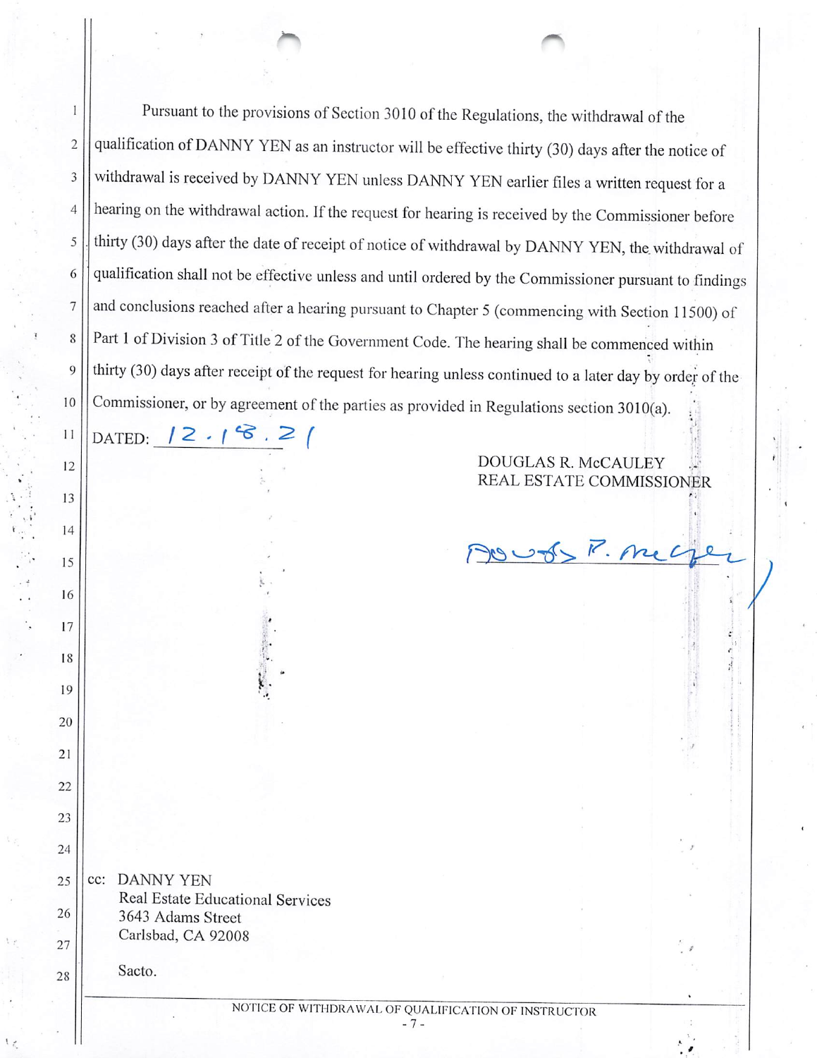Pursuant to the provisions of Section 3010 of the Regulations, the withdrawal of the qualification of DANNY YEN as an instructor will be effective thirty (30) days after the notice of withdrawal is received by DANNY YEN unless DANNY YEN earlier files a written request for a hearing on the withdrawal action. If the request for hearing is received by the Commissioner before thirty (30) days after the date of receipt of notice of withdrawal by DANNY YEN, the withdrawal of qualification shall not be effective unless and until ordered by the Commissioner pursuant to findings and conclusions reached after a hearing pursuant to Chapter 5 (commencing with Section 11500) of Part 1 of Division 3 of Title 2 of the Government Code. The hearing shall be commenced within thirty (30) days after receipt of the request for hearing unless continued to a later day by order of the Commissioner, or by agreement of the parties as provided in Regulations section 3010(a).

DATED: 12.18.21

DOUGLAS R. McCAULEY
REAL ESTATE COMMISSIONER

Douglas R. McCauley

cc: DANNY YEN
Real Estate Educational Services
3643 Adams Street
Carlsbad, CA 92008

Sacto.

NOTICE OF WITHDRAWAL OF QUALIFICATION OF INSTRUCTOR